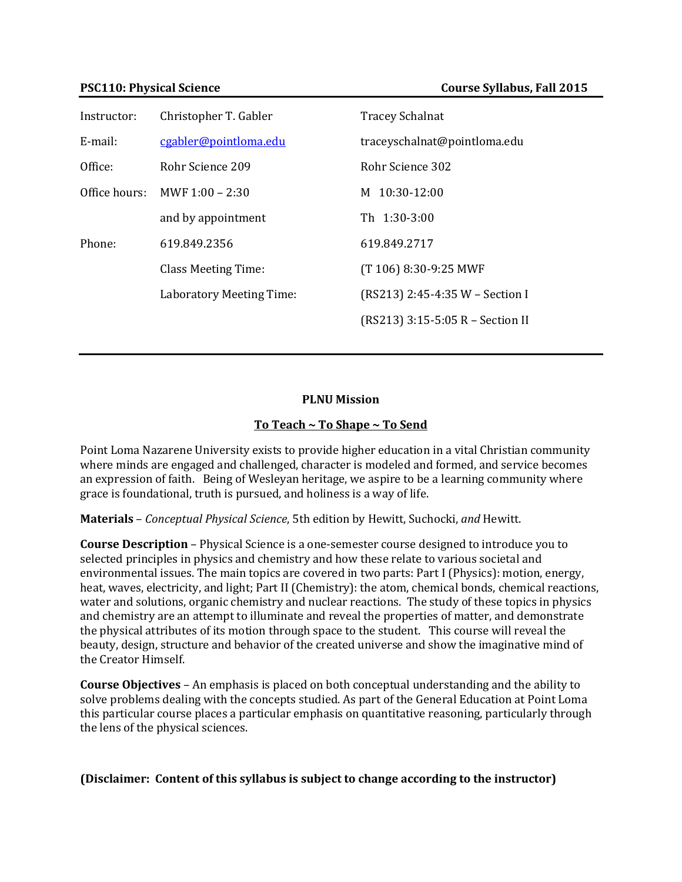**PSC110: Physical Science** — **Course Syllabus, Fall 2015**

| | | |
|---|---|---|
| Instructor: | Christopher T. Gabler | Tracey Schalnat |
| E-mail: | cgabler@pointloma.edu | traceyschalnat@pointloma.edu |
| Office: | Rohr Science 209 | Rohr Science 302 |
| Office hours: | MWF 1:00 – 2:30 | M 10:30-12:00 |
| | and by appointment | Th 1:30-3:00 |
| Phone: | 619.849.2356 | 619.849.2717 |
| | Class Meeting Time: | (T 106) 8:30-9:25 MWF |
| | Laboratory Meeting Time: | (RS213) 2:45-4:35 W – Section I |
| | | (RS213) 3:15-5:05 R – Section II |

---

## PLNU Mission

### To Teach ~ To Shape ~ To Send

Point Loma Nazarene University exists to provide higher education in a vital Christian community where minds are engaged and challenged, character is modeled and formed, and service becomes an expression of faith. Being of Wesleyan heritage, we aspire to be a learning community where grace is foundational, truth is pursued, and holiness is a way of life.

**Materials** – *Conceptual Physical Science*, 5th edition by Hewitt, Suchocki, *and* Hewitt.

**Course Description** – Physical Science is a one-semester course designed to introduce you to selected principles in physics and chemistry and how these relate to various societal and environmental issues. The main topics are covered in two parts: Part I (Physics): motion, energy, heat, waves, electricity, and light; Part II (Chemistry): the atom, chemical bonds, chemical reactions, water and solutions, organic chemistry and nuclear reactions. The study of these topics in physics and chemistry are an attempt to illuminate and reveal the properties of matter, and demonstrate the physical attributes of its motion through space to the student. This course will reveal the beauty, design, structure and behavior of the created universe and show the imaginative mind of the Creator Himself.

**Course Objectives** – An emphasis is placed on both conceptual understanding and the ability to solve problems dealing with the concepts studied. As part of the General Education at Point Loma this particular course places a particular emphasis on quantitative reasoning, particularly through the lens of the physical sciences.

**(Disclaimer: Content of this syllabus is subject to change according to the instructor)**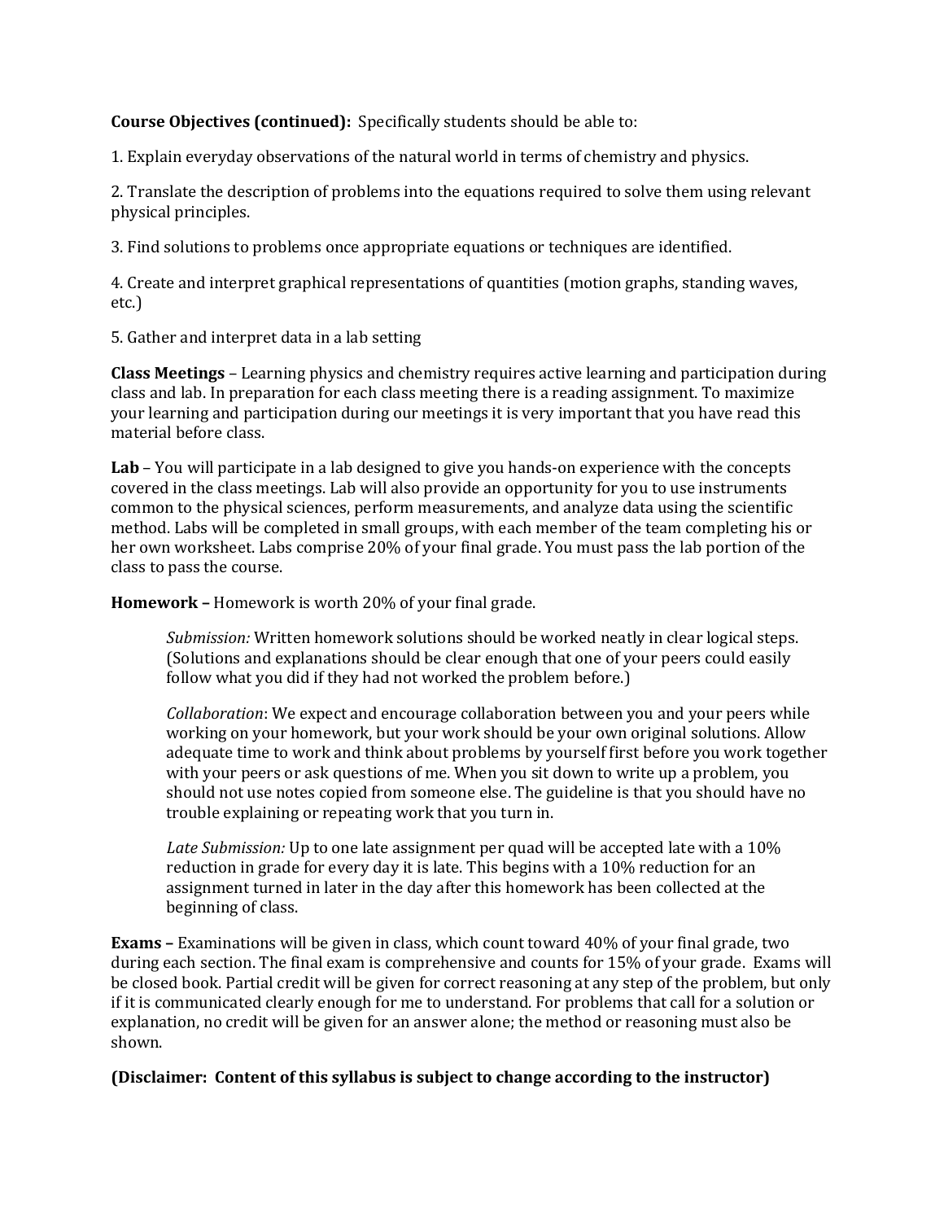**Course Objectives (continued):** Specifically students should be able to:

1. Explain everyday observations of the natural world in terms of chemistry and physics.

2. Translate the description of problems into the equations required to solve them using relevant physical principles.

3. Find solutions to problems once appropriate equations or techniques are identified.

4. Create and interpret graphical representations of quantities (motion graphs, standing waves, etc.)

5. Gather and interpret data in a lab setting

**Class Meetings** – Learning physics and chemistry requires active learning and participation during class and lab. In preparation for each class meeting there is a reading assignment. To maximize your learning and participation during our meetings it is very important that you have read this material before class.

**Lab** – You will participate in a lab designed to give you hands-on experience with the concepts covered in the class meetings. Lab will also provide an opportunity for you to use instruments common to the physical sciences, perform measurements, and analyze data using the scientific method. Labs will be completed in small groups, with each member of the team completing his or her own worksheet. Labs comprise 20% of your final grade. You must pass the lab portion of the class to pass the course.

**Homework –** Homework is worth 20% of your final grade.

> *Submission:* Written homework solutions should be worked neatly in clear logical steps. (Solutions and explanations should be clear enough that one of your peers could easily follow what you did if they had not worked the problem before.)
>
> *Collaboration*: We expect and encourage collaboration between you and your peers while working on your homework, but your work should be your own original solutions. Allow adequate time to work and think about problems by yourself first before you work together with your peers or ask questions of me. When you sit down to write up a problem, you should not use notes copied from someone else. The guideline is that you should have no trouble explaining or repeating work that you turn in.
>
> *Late Submission:* Up to one late assignment per quad will be accepted late with a 10% reduction in grade for every day it is late. This begins with a 10% reduction for an assignment turned in later in the day after this homework has been collected at the beginning of class.

**Exams –** Examinations will be given in class, which count toward 40% of your final grade, two during each section. The final exam is comprehensive and counts for 15% of your grade. Exams will be closed book. Partial credit will be given for correct reasoning at any step of the problem, but only if it is communicated clearly enough for me to understand. For problems that call for a solution or explanation, no credit will be given for an answer alone; the method or reasoning must also be shown.

**(Disclaimer: Content of this syllabus is subject to change according to the instructor)**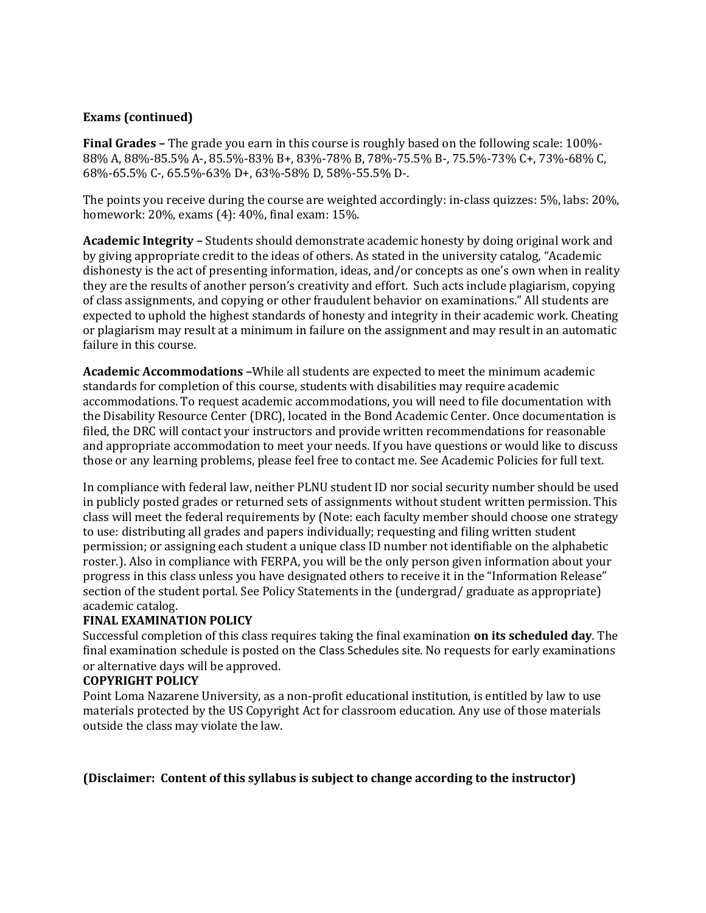**Exams (continued)**

**Final Grades –** The grade you earn in this course is roughly based on the following scale: 100%-88% A, 88%-85.5% A-, 85.5%-83% B+, 83%-78% B, 78%-75.5% B-, 75.5%-73% C+, 73%-68% C, 68%-65.5% C-, 65.5%-63% D+, 63%-58% D, 58%-55.5% D-.

The points you receive during the course are weighted accordingly: in-class quizzes: 5%, labs: 20%, homework: 20%, exams (4): 40%, final exam: 15%.

**Academic Integrity –** Students should demonstrate academic honesty by doing original work and by giving appropriate credit to the ideas of others. As stated in the university catalog, "Academic dishonesty is the act of presenting information, ideas, and/or concepts as one's own when in reality they are the results of another person's creativity and effort. Such acts include plagiarism, copying of class assignments, and copying or other fraudulent behavior on examinations." All students are expected to uphold the highest standards of honesty and integrity in their academic work. Cheating or plagiarism may result at a minimum in failure on the assignment and may result in an automatic failure in this course.

**Academic Accommodations –**While all students are expected to meet the minimum academic standards for completion of this course, students with disabilities may require academic accommodations. To request academic accommodations, you will need to file documentation with the Disability Resource Center (DRC), located in the Bond Academic Center. Once documentation is filed, the DRC will contact your instructors and provide written recommendations for reasonable and appropriate accommodation to meet your needs. If you have questions or would like to discuss those or any learning problems, please feel free to contact me. See Academic Policies for full text.

In compliance with federal law, neither PLNU student ID nor social security number should be used in publicly posted grades or returned sets of assignments without student written permission. This class will meet the federal requirements by (Note: each faculty member should choose one strategy to use: distributing all grades and papers individually; requesting and filing written student permission; or assigning each student a unique class ID number not identifiable on the alphabetic roster.). Also in compliance with FERPA, you will be the only person given information about your progress in this class unless you have designated others to receive it in the "Information Release" section of the student portal. See Policy Statements in the (undergrad/ graduate as appropriate) academic catalog.

**FINAL EXAMINATION POLICY**

Successful completion of this class requires taking the final examination **on its scheduled day**. The final examination schedule is posted on the Class Schedules site. No requests for early examinations or alternative days will be approved.

**COPYRIGHT POLICY**

Point Loma Nazarene University, as a non-profit educational institution, is entitled by law to use materials protected by the US Copyright Act for classroom education. Any use of those materials outside the class may violate the law.

**(Disclaimer: Content of this syllabus is subject to change according to the instructor)**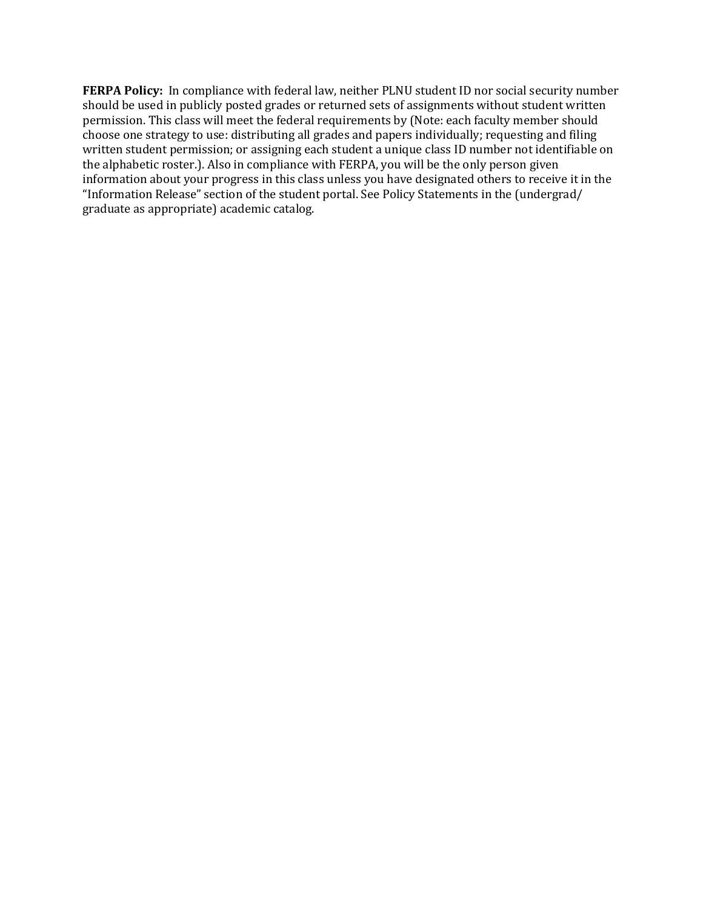**FERPA Policy:** In compliance with federal law, neither PLNU student ID nor social security number should be used in publicly posted grades or returned sets of assignments without student written permission. This class will meet the federal requirements by (Note: each faculty member should choose one strategy to use: distributing all grades and papers individually; requesting and filing written student permission; or assigning each student a unique class ID number not identifiable on the alphabetic roster.). Also in compliance with FERPA, you will be the only person given information about your progress in this class unless you have designated others to receive it in the "Information Release" section of the student portal. See Policy Statements in the (undergrad/ graduate as appropriate) academic catalog.